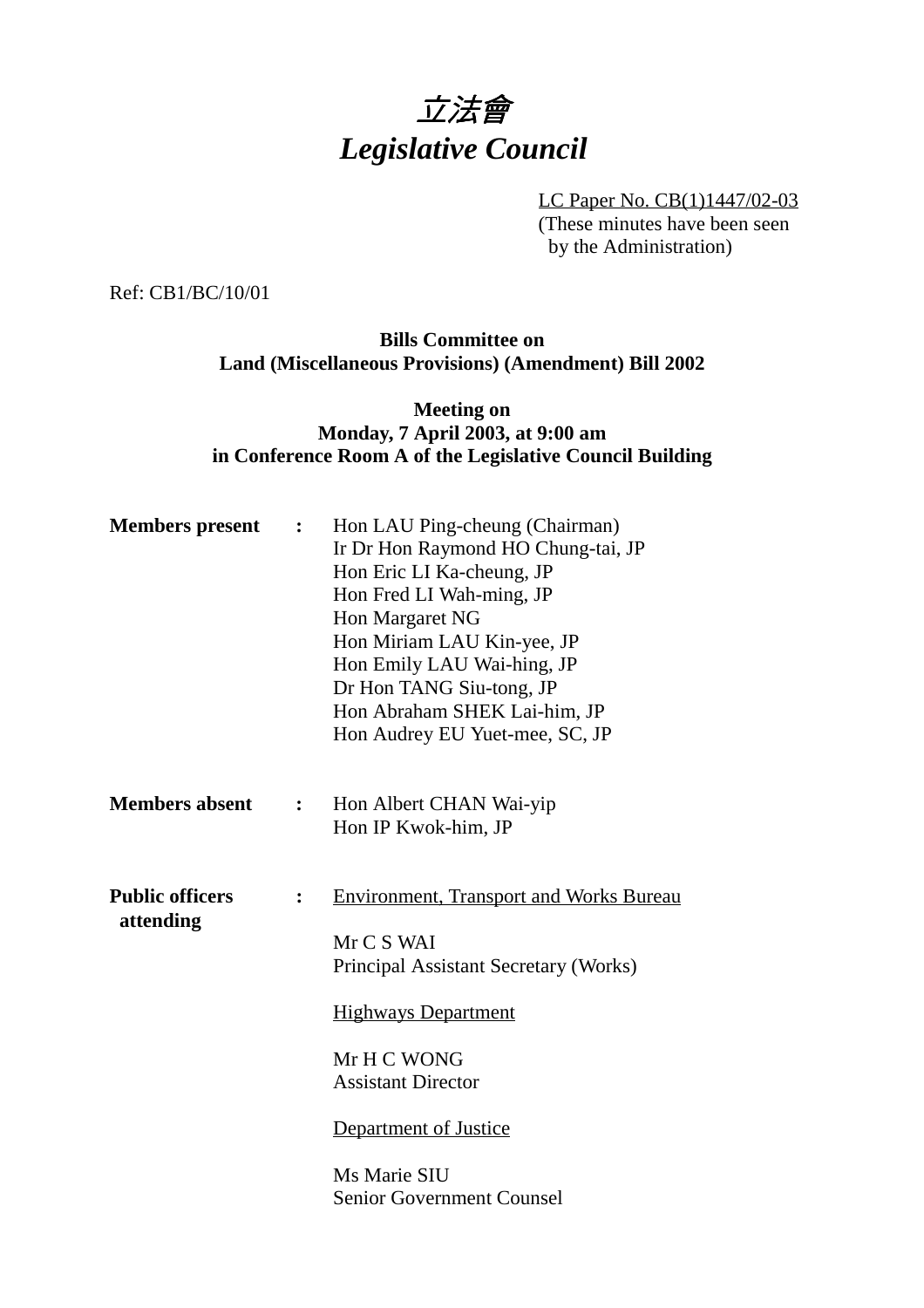# *立法會*
# *Legislative Council*

LC Paper No. CB(1)1447/02-03
(These minutes have been seen by the Administration)

Ref: CB1/BC/10/01

**Bills Committee on**
**Land (Miscellaneous Provisions) (Amendment) Bill 2002**

**Meeting on**
**Monday, 7 April 2003, at 9:00 am**
**in Conference Room A of the Legislative Council Building**

**Members present** : Hon LAU Ping-cheung (Chairman)
Ir Dr Hon Raymond HO Chung-tai, JP
Hon Eric LI Ka-cheung, JP
Hon Fred LI Wah-ming, JP
Hon Margaret NG
Hon Miriam LAU Kin-yee, JP
Hon Emily LAU Wai-hing, JP
Dr Hon TANG Siu-tong, JP
Hon Abraham SHEK Lai-him, JP
Hon Audrey EU Yuet-mee, SC, JP

**Members absent** : Hon Albert CHAN Wai-yip
Hon IP Kwok-him, JP

**Public officers attending** :

Environment, Transport and Works Bureau

Mr C S WAI
Principal Assistant Secretary (Works)

Highways Department

Mr H C WONG
Assistant Director

Department of Justice

Ms Marie SIU
Senior Government Counsel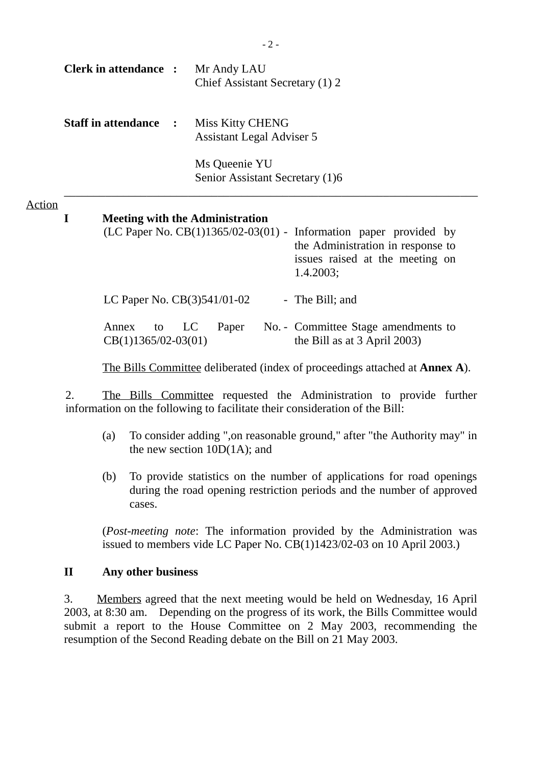**Clerk in attendance :** Mr Andy LAU
Chief Assistant Secretary (1) 2

**Staff in attendance :** Miss Kitty CHENG
Assistant Legal Adviser 5

Ms Queenie YU
Senior Assistant Secretary (1)6

---

Action

**I Meeting with the Administration**

(LC Paper No. CB(1)1365/02-03(01) - Information paper provided by the Administration in response to issues raised at the meeting on 1.4.2003;

LC Paper No. CB(3)541/01-02 - The Bill; and

Annex to LC Paper No. CB(1)1365/02-03(01) - Committee Stage amendments to the Bill as at 3 April 2003)

The Bills Committee deliberated (index of proceedings attached at **Annex A**).

2. The Bills Committee requested the Administration to provide further information on the following to facilitate their consideration of the Bill:

(a) To consider adding ",on reasonable ground," after "the Authority may" in the new section 10D(1A); and

(b) To provide statistics on the number of applications for road openings during the road opening restriction periods and the number of approved cases.

(*Post-meeting note*: The information provided by the Administration was issued to members vide LC Paper No. CB(1)1423/02-03 on 10 April 2003.)

**II Any other business**

3. Members agreed that the next meeting would be held on Wednesday, 16 April 2003, at 8:30 am. Depending on the progress of its work, the Bills Committee would submit a report to the House Committee on 2 May 2003, recommending the resumption of the Second Reading debate on the Bill on 21 May 2003.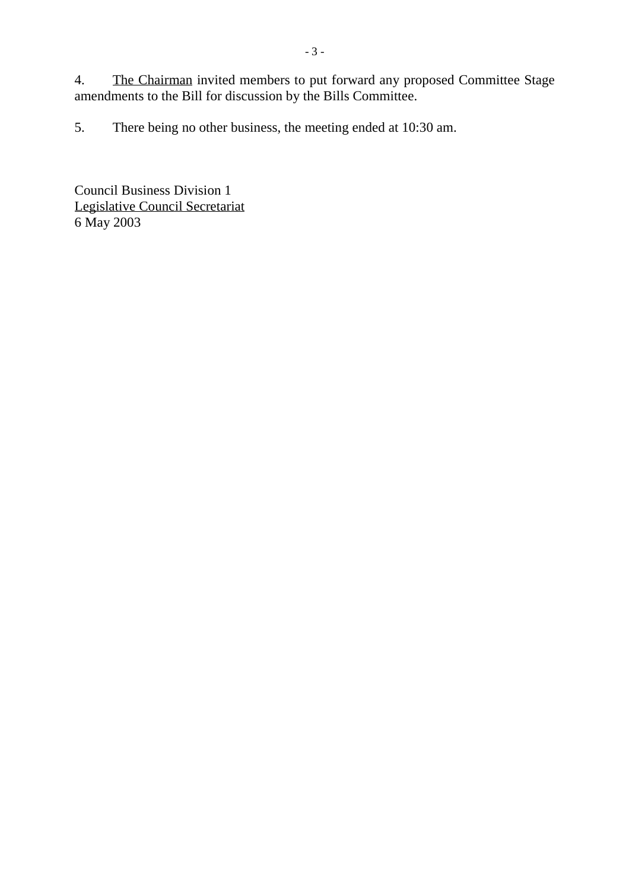4. The Chairman invited members to put forward any proposed Committee Stage amendments to the Bill for discussion by the Bills Committee.

5. There being no other business, the meeting ended at 10:30 am.

Council Business Division 1
Legislative Council Secretariat
6 May 2003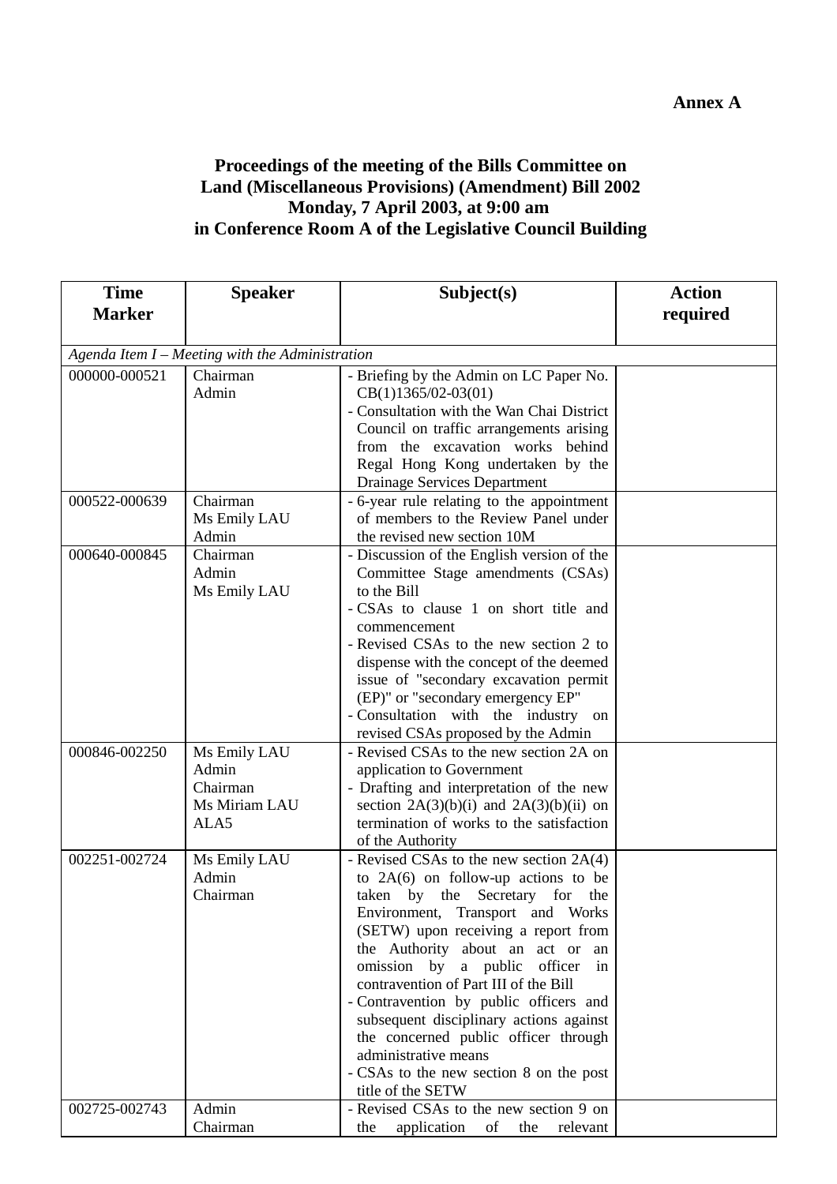**Annex A**

**Proceedings of the meeting of the Bills Committee on Land (Miscellaneous Provisions) (Amendment) Bill 2002 Monday, 7 April 2003, at 9:00 am in Conference Room A of the Legislative Council Building**

| Time Marker | Speaker | Subject(s) | Action required |
|---|---|---|---|
| *Agenda Item I – Meeting with the Administration* | | | |
| 000000-000521 | Chairman<br>Admin | - Briefing by the Admin on LC Paper No. CB(1)1365/02-03(01)<br>- Consultation with the Wan Chai District Council on traffic arrangements arising from the excavation works behind Regal Hong Kong undertaken by the Drainage Services Department | |
| 000522-000639 | Chairman<br>Ms Emily LAU<br>Admin | - 6-year rule relating to the appointment of members to the Review Panel under the revised new section 10M | |
| 000640-000845 | Chairman<br>Admin<br>Ms Emily LAU | - Discussion of the English version of the Committee Stage amendments (CSAs) to the Bill<br>- CSAs to clause 1 on short title and commencement<br>- Revised CSAs to the new section 2 to dispense with the concept of the deemed issue of "secondary excavation permit (EP)" or "secondary emergency EP"<br>- Consultation with the industry on revised CSAs proposed by the Admin | |
| 000846-002250 | Ms Emily LAU<br>Admin<br>Chairman<br>Ms Miriam LAU<br>ALA5 | - Revised CSAs to the new section 2A on application to Government<br>- Drafting and interpretation of the new section 2A(3)(b)(i) and 2A(3)(b)(ii) on termination of works to the satisfaction of the Authority | |
| 002251-002724 | Ms Emily LAU<br>Admin<br>Chairman | - Revised CSAs to the new section 2A(4) to 2A(6) on follow-up actions to be taken by the Secretary for the Environment, Transport and Works (SETW) upon receiving a report from the Authority about an act or an omission by a public officer in contravention of Part III of the Bill<br>- Contravention by public officers and subsequent disciplinary actions against the concerned public officer through administrative means<br>- CSAs to the new section 8 on the post title of the SETW | |
| 002725-002743 | Admin<br>Chairman | - Revised CSAs to the new section 9 on the application of the relevant | |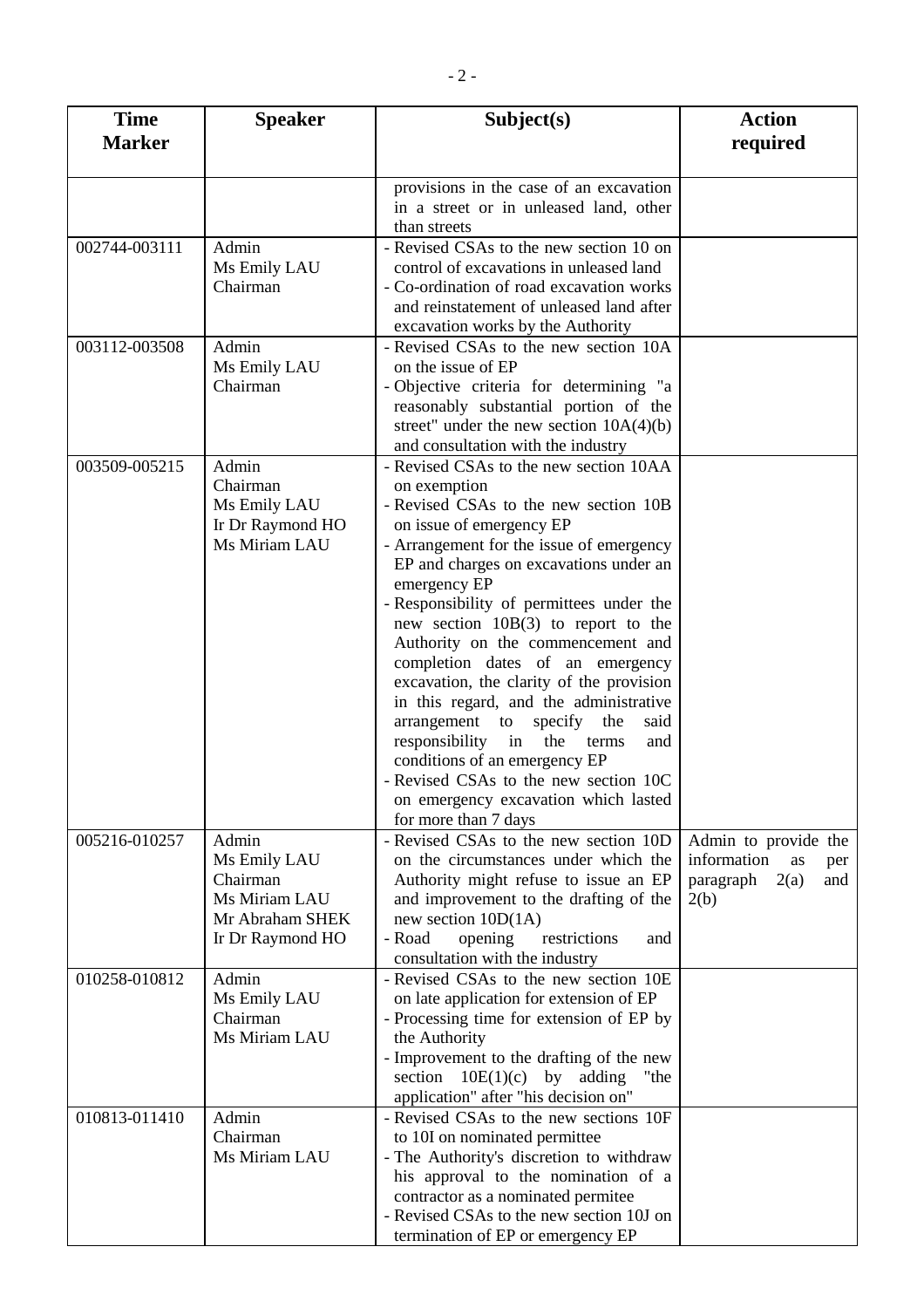| Time Marker | Speaker | Subject(s) | Action required |
|---|---|---|---|
| | | provisions in the case of an excavation in a street or in unleased land, other than streets | |
| 002744-003111 | Admin<br>Ms Emily LAU<br>Chairman | - Revised CSAs to the new section 10 on control of excavations in unleased land<br>- Co-ordination of road excavation works and reinstatement of unleased land after excavation works by the Authority | |
| 003112-003508 | Admin<br>Ms Emily LAU<br>Chairman | - Revised CSAs to the new section 10A on the issue of EP<br>- Objective criteria for determining "a reasonably substantial portion of the street" under the new section 10A(4)(b) and consultation with the industry | |
| 003509-005215 | Admin<br>Chairman<br>Ms Emily LAU<br>Ir Dr Raymond HO<br>Ms Miriam LAU | - Revised CSAs to the new section 10AA on exemption<br>- Revised CSAs to the new section 10B on issue of emergency EP<br>- Arrangement for the issue of emergency EP and charges on excavations under an emergency EP<br>- Responsibility of permittees under the new section 10B(3) to report to the Authority on the commencement and completion dates of an emergency excavation, the clarity of the provision in this regard, and the administrative arrangement to specify the said responsibility in the terms and conditions of an emergency EP<br>- Revised CSAs to the new section 10C on emergency excavation which lasted for more than 7 days | |
| 005216-010257 | Admin<br>Ms Emily LAU<br>Chairman<br>Ms Miriam LAU<br>Mr Abraham SHEK<br>Ir Dr Raymond HO | - Revised CSAs to the new section 10D on the circumstances under which the Authority might refuse to issue an EP and improvement to the drafting of the new section 10D(1A)<br>- Road opening restrictions and consultation with the industry | Admin to provide the information as per paragraph 2(a) and 2(b) |
| 010258-010812 | Admin<br>Ms Emily LAU<br>Chairman<br>Ms Miriam LAU | - Revised CSAs to the new section 10E on late application for extension of EP<br>- Processing time for extension of EP by the Authority<br>- Improvement to the drafting of the new section 10E(1)(c) by adding "the application" after "his decision on" | |
| 010813-011410 | Admin<br>Chairman<br>Ms Miriam LAU | - Revised CSAs to the new sections 10F to 10I on nominated permittee<br>- The Authority's discretion to withdraw his approval to the nomination of a contractor as a nominated permitee<br>- Revised CSAs to the new section 10J on termination of EP or emergency EP | |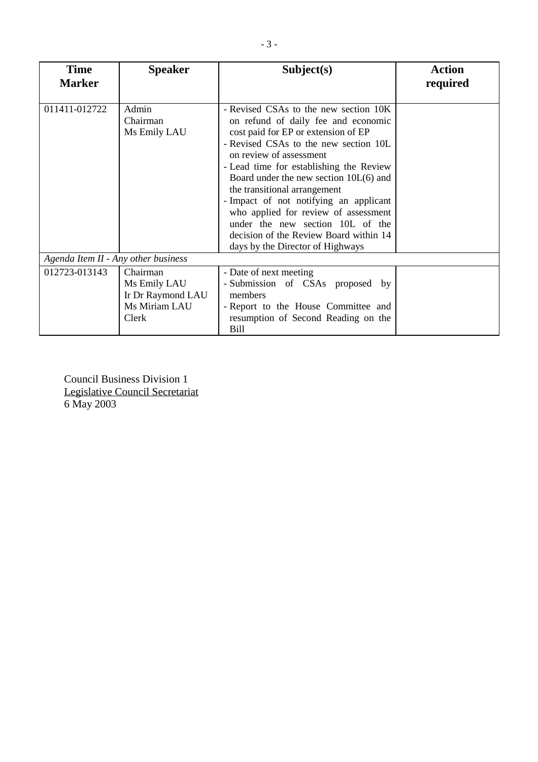| Time Marker | Speaker | Subject(s) | Action required |
|---|---|---|---|
| 011411-012722 | Admin<br>Chairman<br>Ms Emily LAU | - Revised CSAs to the new section 10K on refund of daily fee and economic cost paid for EP or extension of EP<br>- Revised CSAs to the new section 10L on review of assessment<br>- Lead time for establishing the Review Board under the new section 10L(6) and the transitional arrangement<br>- Impact of not notifying an applicant who applied for review of assessment under the new section 10L of the decision of the Review Board within 14 days by the Director of Highways | |
| *Agenda Item II - Any other business* | | | |
| 012723-013143 | Chairman<br>Ms Emily LAU<br>Ir Dr Raymond LAU<br>Ms Miriam LAU<br>Clerk | - Date of next meeting<br>- Submission of CSAs proposed by members<br>- Report to the House Committee and resumption of Second Reading on the Bill | |

Council Business Division 1
Legislative Council Secretariat
6 May 2003